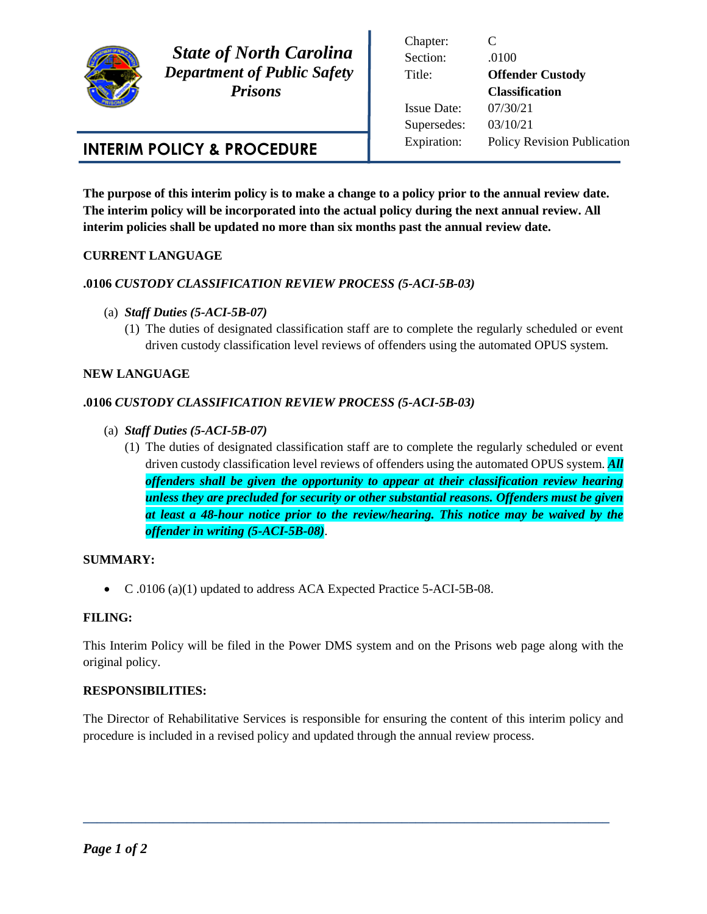**State of North Carolina**
**Department of Public Safety**
**Prisons**

# INTERIM POLICY & PROCEDURE

| | |
|---|---|
| Chapter: | C |
| Section: | .0100 |
| Title: | **Offender Custody Classification** |
| Issue Date: | 07/30/21 |
| Supersedes: | 03/10/21 |
| Expiration: | Policy Revision Publication |

**The purpose of this interim policy is to make a change to a policy prior to the annual review date. The interim policy will be incorporated into the actual policy during the next annual review. All interim policies shall be updated no more than six months past the annual review date.**

## CURRENT LANGUAGE

### .0106 *CUSTODY CLASSIFICATION REVIEW PROCESS (5-ACI-5B-03)*

(a) ***Staff Duties (5-ACI-5B-07)***

(1) The duties of designated classification staff are to complete the regularly scheduled or event driven custody classification level reviews of offenders using the automated OPUS system.

## NEW LANGUAGE

### .0106 *CUSTODY CLASSIFICATION REVIEW PROCESS (5-ACI-5B-03)*

(a) ***Staff Duties (5-ACI-5B-07)***

(1) The duties of designated classification staff are to complete the regularly scheduled or event driven custody classification level reviews of offenders using the automated OPUS system. ***All offenders shall be given the opportunity to appear at their classification review hearing unless they are precluded for security or other substantial reasons. Offenders must be given at least a 48-hour notice prior to the review/hearing. This notice may be waived by the offender in writing (5-ACI-5B-08)***.

## SUMMARY:

- C .0106 (a)(1) updated to address ACA Expected Practice 5-ACI-5B-08.

## FILING:

This Interim Policy will be filed in the Power DMS system and on the Prisons web page along with the original policy.

## RESPONSIBILITIES:

The Director of Rehabilitative Services is responsible for ensuring the content of this interim policy and procedure is included in a revised policy and updated through the annual review process.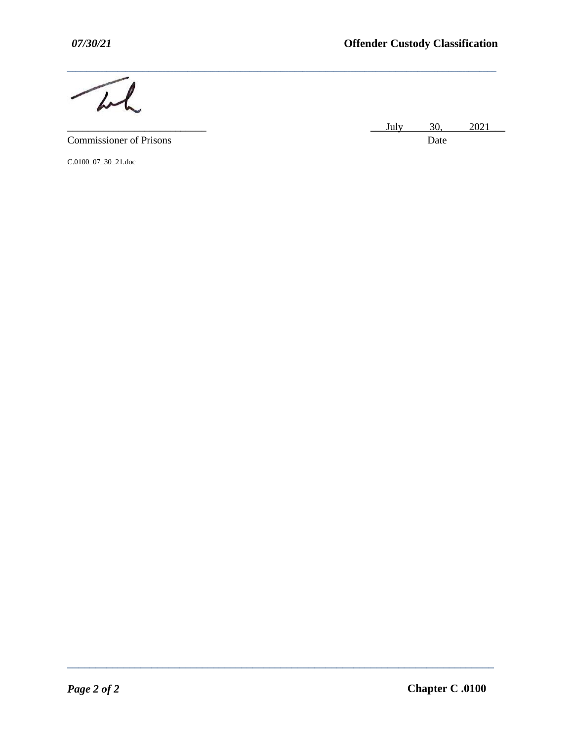\_\_\_\_\_\_\_\_\_\_\_\_\_\_\_\_\_\_\_\_\_\_\_\_\_\_\_\_ &nbsp;&nbsp;&nbsp;&nbsp;&nbsp;&nbsp;&nbsp;&nbsp;&nbsp;&nbsp;&nbsp;&nbsp; July 30, 2021

Commissioner of Prisons &nbsp;&nbsp;&nbsp;&nbsp;&nbsp;&nbsp;&nbsp;&nbsp;&nbsp;&nbsp;&nbsp;&nbsp; Date

C.0100_07_30_21.doc